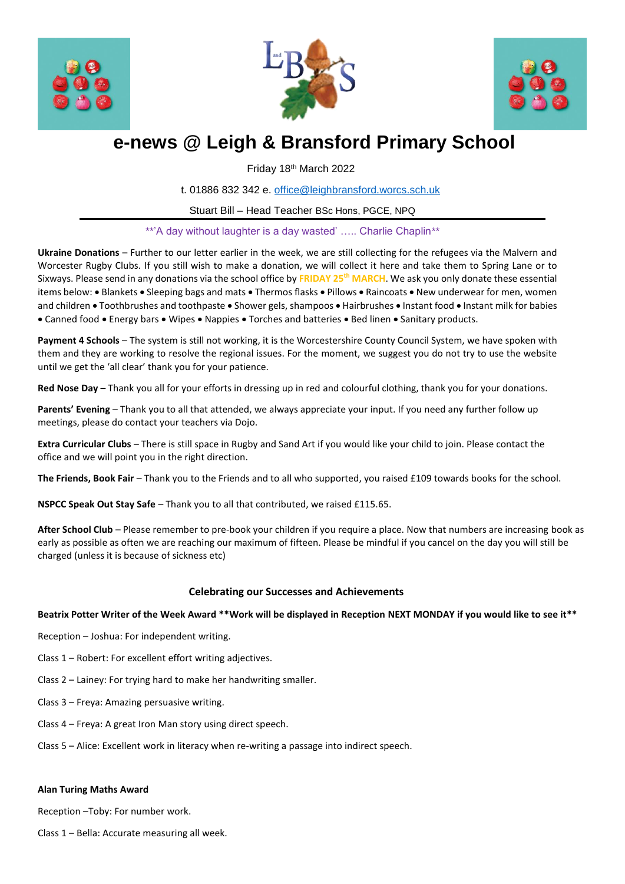# e-news @ Leigh & Bransford Primary School

Friday 18th March 2022

t. 01886 832 342 e. office@leighbransford.worcs.sch.uk

Stuart Bill – Head Teacher BSc Hons, PGCE, NPQ

**'A day without laughter is a day wasted' ….. Charlie Chaplin**

**Ukraine Donations** – Further to our letter earlier in the week, we are still collecting for the refugees via the Malvern and Worcester Rugby Clubs. If you still wish to make a donation, we will collect it here and take them to Spring Lane or to Sixways. Please send in any donations via the school office by **FRIDAY 25th MARCH**. We ask you only donate these essential items below: • Blankets • Sleeping bags and mats • Thermos flasks • Pillows • Raincoats • New underwear for men, women and children • Toothbrushes and toothpaste • Shower gels, shampoos • Hairbrushes • Instant food • Instant milk for babies • Canned food • Energy bars • Wipes • Nappies • Torches and batteries • Bed linen • Sanitary products.

**Payment 4 Schools** – The system is still not working, it is the Worcestershire County Council System, we have spoken with them and they are working to resolve the regional issues. For the moment, we suggest you do not try to use the website until we get the 'all clear' thank you for your patience.

**Red Nose Day –** Thank you all for your efforts in dressing up in red and colourful clothing, thank you for your donations.

**Parents' Evening** – Thank you to all that attended, we always appreciate your input. If you need any further follow up meetings, please do contact your teachers via Dojo.

**Extra Curricular Clubs** – There is still space in Rugby and Sand Art if you would like your child to join. Please contact the office and we will point you in the right direction.

**The Friends, Book Fair** – Thank you to the Friends and to all who supported, you raised £109 towards books for the school.

**NSPCC Speak Out Stay Safe** – Thank you to all that contributed, we raised £115.65.

**After School Club** – Please remember to pre-book your children if you require a place. Now that numbers are increasing book as early as possible as often we are reaching our maximum of fifteen. Please be mindful if you cancel on the day you will still be charged (unless it is because of sickness etc)

## Celebrating our Successes and Achievements

**Beatrix Potter Writer of the Week Award **Work will be displayed in Reception NEXT MONDAY if you would like to see it****

Reception – Joshua: For independent writing.

Class 1 – Robert: For excellent effort writing adjectives.

Class 2 – Lainey: For trying hard to make her handwriting smaller.

Class 3 – Freya: Amazing persuasive writing.

Class 4 – Freya: A great Iron Man story using direct speech.

Class 5 – Alice: Excellent work in literacy when re-writing a passage into indirect speech.

**Alan Turing Maths Award**

Reception –Toby: For number work.

Class 1 – Bella: Accurate measuring all week.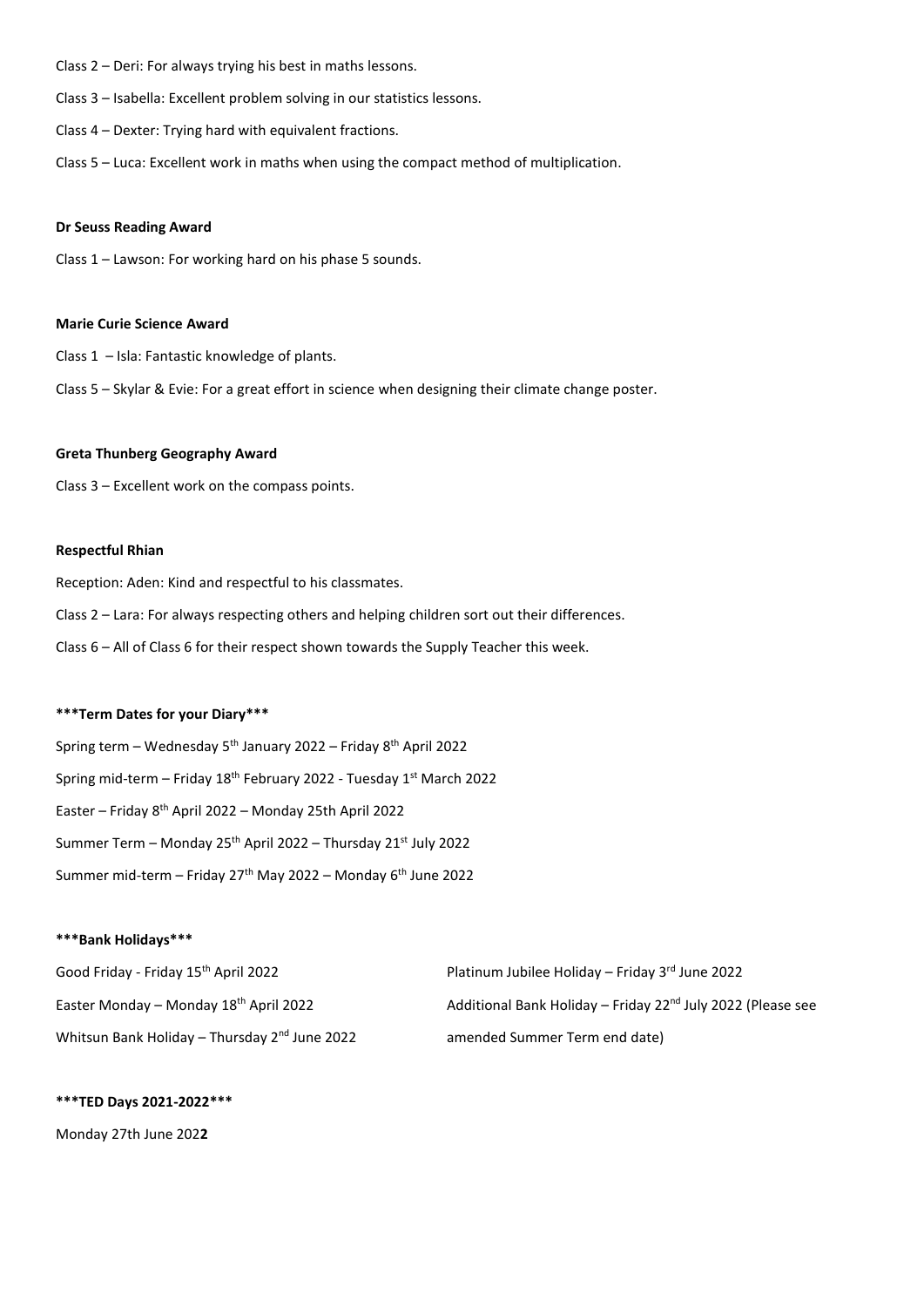Class 2 – Deri: For always trying his best in maths lessons.

Class 3 – Isabella: Excellent problem solving in our statistics lessons.

Class 4 – Dexter: Trying hard with equivalent fractions.

Class 5 – Luca: Excellent work in maths when using the compact method of multiplication.

**Dr Seuss Reading Award**

Class 1 – Lawson: For working hard on his phase 5 sounds.

**Marie Curie Science Award**

Class 1 – Isla: Fantastic knowledge of plants.

Class 5 – Skylar & Evie: For a great effort in science when designing their climate change poster.

**Greta Thunberg Geography Award**

Class 3 – Excellent work on the compass points.

**Respectful Rhian**

Reception: Aden: Kind and respectful to his classmates.

Class 2 – Lara: For always respecting others and helping children sort out their differences.

Class 6 – All of Class 6 for their respect shown towards the Supply Teacher this week.

**\*\*\*Term Dates for your Diary\*\*\***

Spring term – Wednesday 5th January 2022 – Friday 8th April 2022

Spring mid-term – Friday 18th February 2022 - Tuesday 1st March 2022

Easter – Friday 8th April 2022 – Monday 25th April 2022

Summer Term – Monday 25th April 2022 – Thursday 21st July 2022

Summer mid-term – Friday 27th May 2022 – Monday 6th June 2022

**\*\*\*Bank Holidays\*\*\***

Good Friday - Friday 15th April 2022

Easter Monday – Monday 18th April 2022

Whitsun Bank Holiday – Thursday 2nd June 2022

Platinum Jubilee Holiday – Friday 3rd June 2022

Additional Bank Holiday – Friday 22nd July 2022 (Please see amended Summer Term end date)

**\*\*\*TED Days 2021-2022\*\*\***

Monday 27th June 202**2**